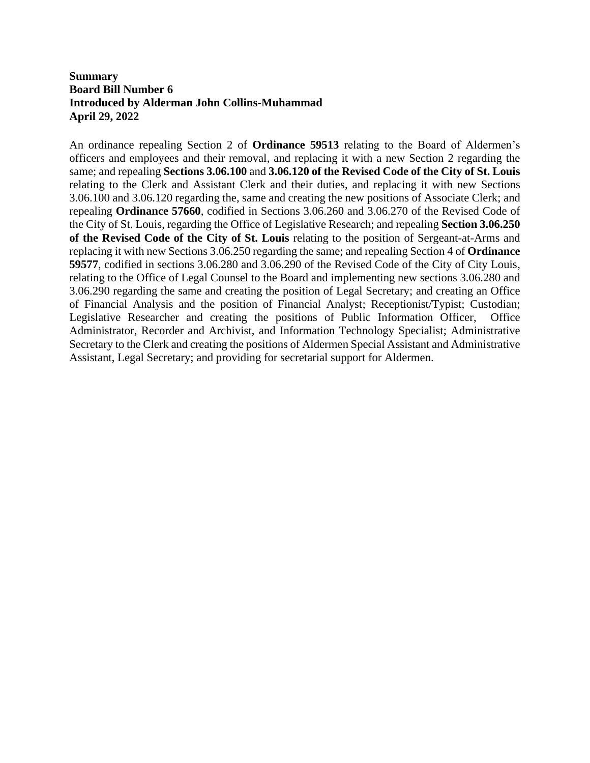**Summary**
**Board Bill Number 6**
**Introduced by Alderman John Collins-Muhammad**
**April 29, 2022**

An ordinance repealing Section 2 of **Ordinance 59513** relating to the Board of Aldermen's officers and employees and their removal, and replacing it with a new Section 2 regarding the same; and repealing **Sections 3.06.100** and **3.06.120 of the Revised Code of the City of St. Louis** relating to the Clerk and Assistant Clerk and their duties, and replacing it with new Sections 3.06.100 and 3.06.120 regarding the, same and creating the new positions of Associate Clerk; and repealing **Ordinance 57660**, codified in Sections 3.06.260 and 3.06.270 of the Revised Code of the City of St. Louis, regarding the Office of Legislative Research; and repealing **Section 3.06.250 of the Revised Code of the City of St. Louis** relating to the position of Sergeant-at-Arms and replacing it with new Sections 3.06.250 regarding the same; and repealing Section 4 of **Ordinance 59577**, codified in sections 3.06.280 and 3.06.290 of the Revised Code of the City of City Louis, relating to the Office of Legal Counsel to the Board and implementing new sections 3.06.280 and 3.06.290 regarding the same and creating the position of Legal Secretary; and creating an Office of Financial Analysis and the position of Financial Analyst; Receptionist/Typist; Custodian; Legislative Researcher and creating the positions of Public Information Officer, Office Administrator, Recorder and Archivist, and Information Technology Specialist; Administrative Secretary to the Clerk and creating the positions of Aldermen Special Assistant and Administrative Assistant, Legal Secretary; and providing for secretarial support for Aldermen.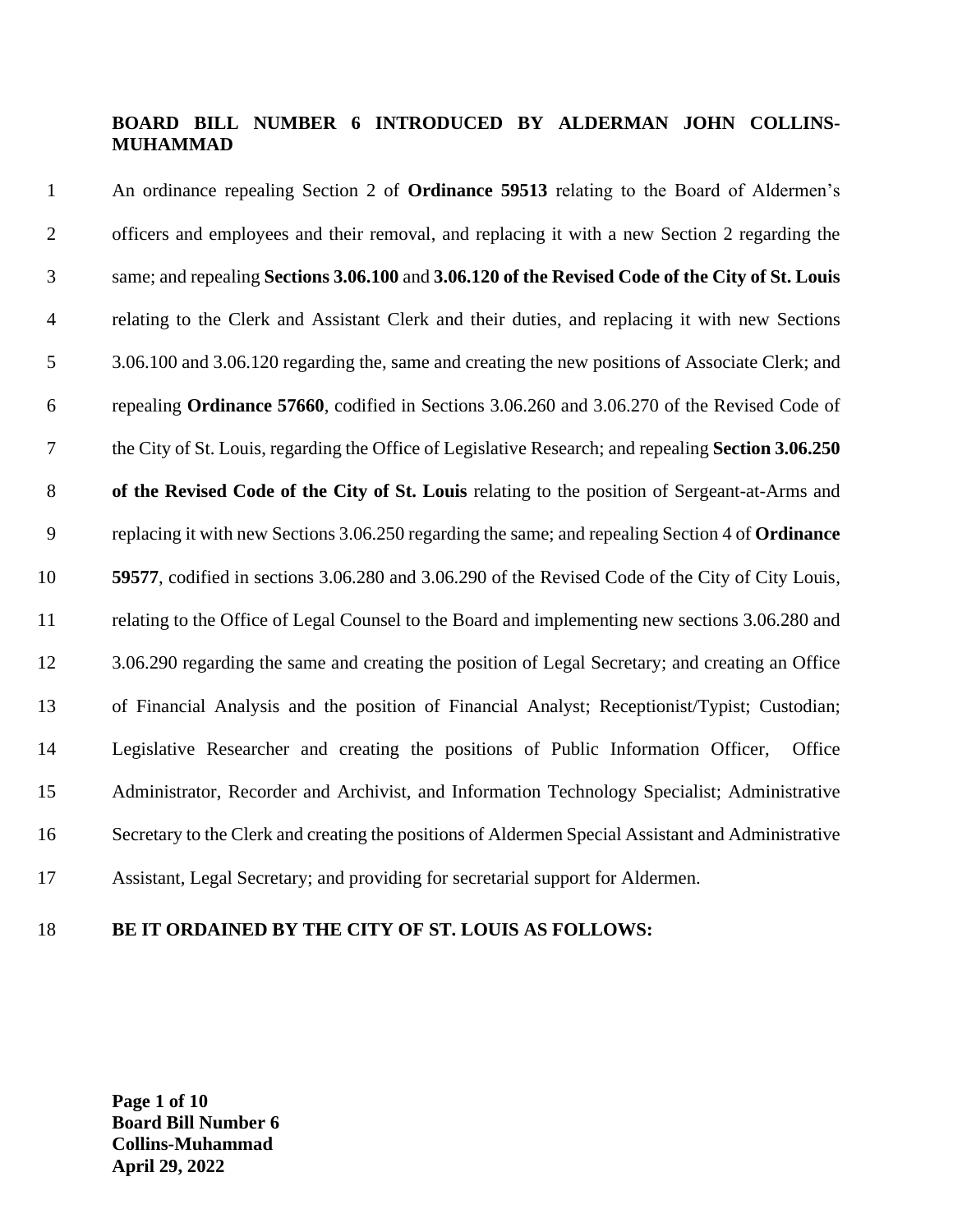**BOARD BILL NUMBER 6 INTRODUCED BY ALDERMAN JOHN COLLINS-MUHAMMAD**

An ordinance repealing Section 2 of **Ordinance 59513** relating to the Board of Aldermen's officers and employees and their removal, and replacing it with a new Section 2 regarding the same; and repealing **Sections 3.06.100** and **3.06.120 of the Revised Code of the City of St. Louis** relating to the Clerk and Assistant Clerk and their duties, and replacing it with new Sections 3.06.100 and 3.06.120 regarding the, same and creating the new positions of Associate Clerk; and repealing **Ordinance 57660**, codified in Sections 3.06.260 and 3.06.270 of the Revised Code of the City of St. Louis, regarding the Office of Legislative Research; and repealing **Section 3.06.250 of the Revised Code of the City of St. Louis** relating to the position of Sergeant-at-Arms and replacing it with new Sections 3.06.250 regarding the same; and repealing Section 4 of **Ordinance 59577**, codified in sections 3.06.280 and 3.06.290 of the Revised Code of the City of City Louis, relating to the Office of Legal Counsel to the Board and implementing new sections 3.06.280 and 3.06.290 regarding the same and creating the position of Legal Secretary; and creating an Office of Financial Analysis and the position of Financial Analyst; Receptionist/Typist; Custodian; Legislative Researcher and creating the positions of Public Information Officer, Office Administrator, Recorder and Archivist, and Information Technology Specialist; Administrative Secretary to the Clerk and creating the positions of Aldermen Special Assistant and Administrative Assistant, Legal Secretary; and providing for secretarial support for Aldermen.

**BE IT ORDAINED BY THE CITY OF ST. LOUIS AS FOLLOWS:**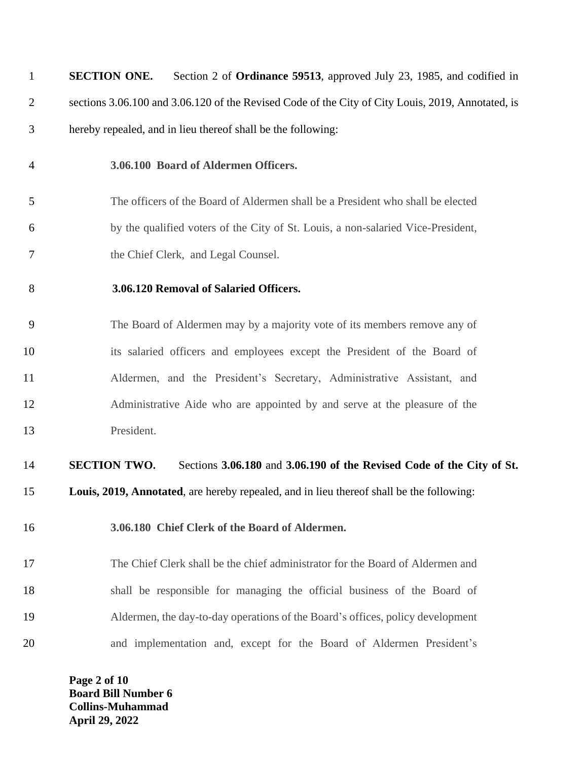**SECTION ONE.** Section 2 of **Ordinance 59513**, approved July 23, 1985, and codified in sections 3.06.100 and 3.06.120 of the Revised Code of the City of City Louis, 2019, Annotated, is hereby repealed, and in lieu thereof shall be the following:

**3.06.100 Board of Aldermen Officers.**

The officers of the Board of Aldermen shall be a President who shall be elected by the qualified voters of the City of St. Louis, a non-salaried Vice-President, the Chief Clerk, and Legal Counsel.

**3.06.120 Removal of Salaried Officers.**

The Board of Aldermen may by a majority vote of its members remove any of its salaried officers and employees except the President of the Board of Aldermen, and the President's Secretary, Administrative Assistant, and Administrative Aide who are appointed by and serve at the pleasure of the President.

**SECTION TWO.** Sections **3.06.180** and **3.06.190 of the Revised Code of the City of St. Louis, 2019, Annotated**, are hereby repealed, and in lieu thereof shall be the following:

**3.06.180 Chief Clerk of the Board of Aldermen.**

The Chief Clerk shall be the chief administrator for the Board of Aldermen and shall be responsible for managing the official business of the Board of Aldermen, the day-to-day operations of the Board's offices, policy development and implementation and, except for the Board of Aldermen President's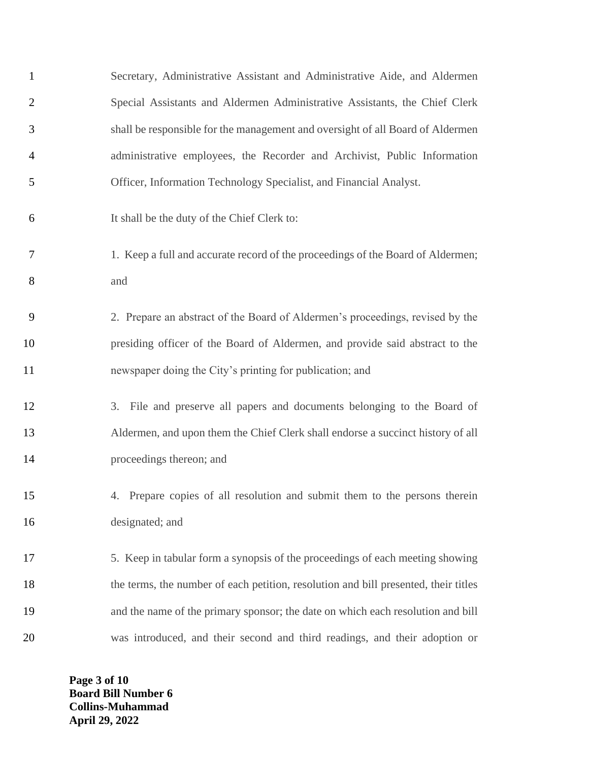Secretary, Administrative Assistant and Administrative Aide, and Aldermen Special Assistants and Aldermen Administrative Assistants, the Chief Clerk shall be responsible for the management and oversight of all Board of Aldermen administrative employees, the Recorder and Archivist, Public Information Officer, Information Technology Specialist, and Financial Analyst.

It shall be the duty of the Chief Clerk to:

1. Keep a full and accurate record of the proceedings of the Board of Aldermen; and

2. Prepare an abstract of the Board of Aldermen's proceedings, revised by the presiding officer of the Board of Aldermen, and provide said abstract to the newspaper doing the City's printing for publication; and

3. File and preserve all papers and documents belonging to the Board of Aldermen, and upon them the Chief Clerk shall endorse a succinct history of all proceedings thereon; and

4. Prepare copies of all resolution and submit them to the persons therein designated; and

5. Keep in tabular form a synopsis of the proceedings of each meeting showing the terms, the number of each petition, resolution and bill presented, their titles and the name of the primary sponsor; the date on which each resolution and bill was introduced, and their second and third readings, and their adoption or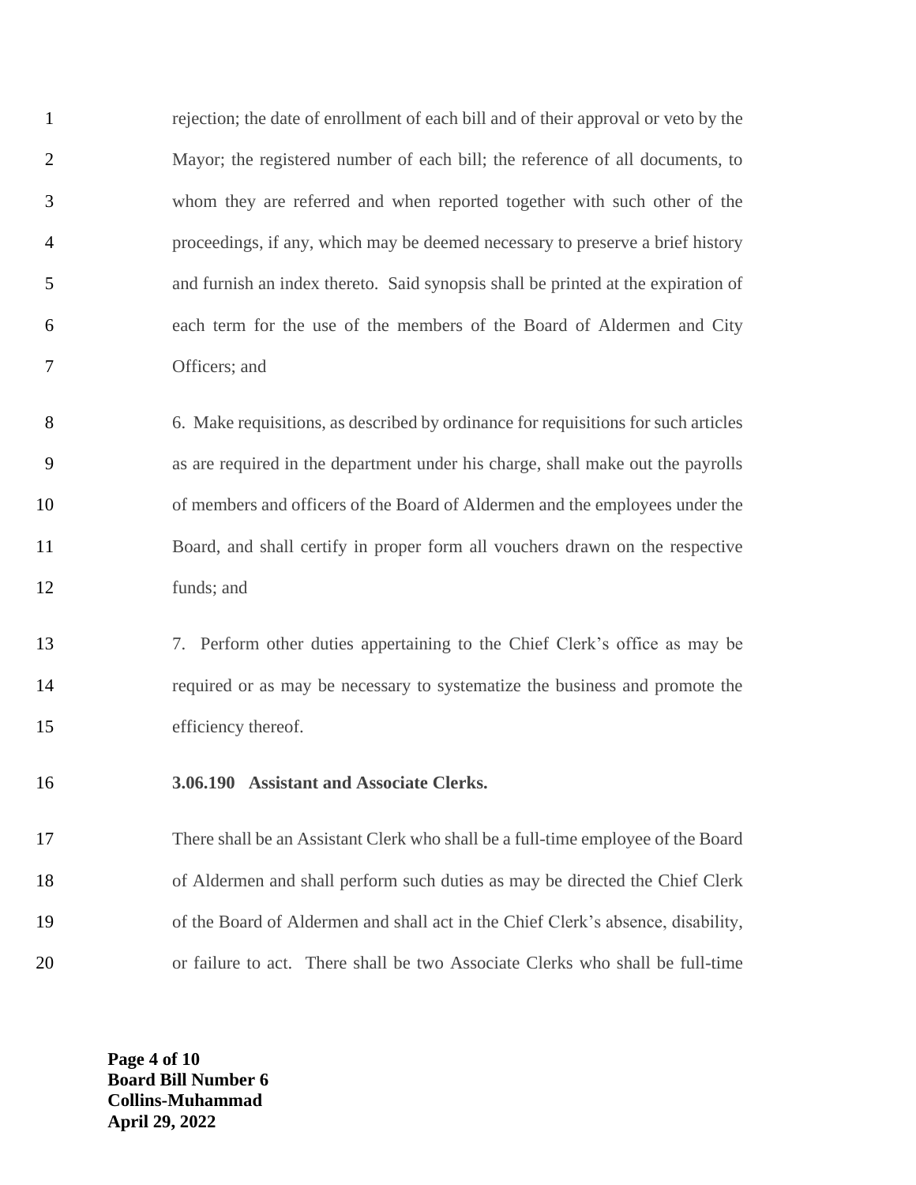rejection; the date of enrollment of each bill and of their approval or veto by the Mayor; the registered number of each bill; the reference of all documents, to whom they are referred and when reported together with such other of the proceedings, if any, which may be deemed necessary to preserve a brief history and furnish an index thereto. Said synopsis shall be printed at the expiration of each term for the use of the members of the Board of Aldermen and City Officers; and

6. Make requisitions, as described by ordinance for requisitions for such articles as are required in the department under his charge, shall make out the payrolls of members and officers of the Board of Aldermen and the employees under the Board, and shall certify in proper form all vouchers drawn on the respective funds; and

7. Perform other duties appertaining to the Chief Clerk's office as may be required or as may be necessary to systematize the business and promote the efficiency thereof.

**3.06.190 Assistant and Associate Clerks.**

There shall be an Assistant Clerk who shall be a full-time employee of the Board of Aldermen and shall perform such duties as may be directed the Chief Clerk of the Board of Aldermen and shall act in the Chief Clerk's absence, disability, or failure to act. There shall be two Associate Clerks who shall be full-time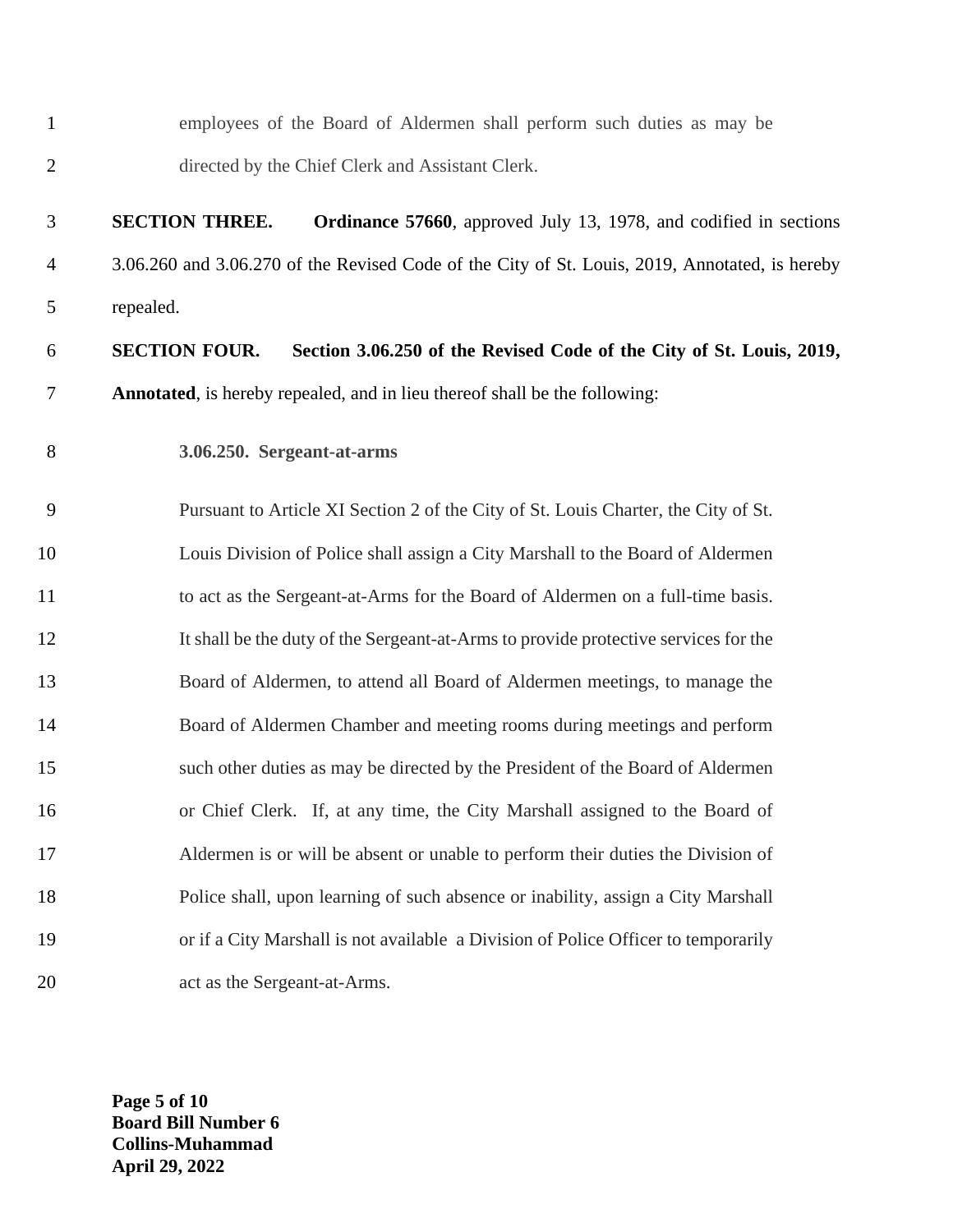employees of the Board of Aldermen shall perform such duties as may be directed by the Chief Clerk and Assistant Clerk.

**SECTION THREE.** **Ordinance 57660**, approved July 13, 1978, and codified in sections 3.06.260 and 3.06.270 of the Revised Code of the City of St. Louis, 2019, Annotated, is hereby repealed.

**SECTION FOUR.** **Section 3.06.250 of the Revised Code of the City of St. Louis, 2019, Annotated**, is hereby repealed, and in lieu thereof shall be the following:

**3.06.250. Sergeant-at-arms**

Pursuant to Article XI Section 2 of the City of St. Louis Charter, the City of St. Louis Division of Police shall assign a City Marshall to the Board of Aldermen to act as the Sergeant-at-Arms for the Board of Aldermen on a full-time basis. It shall be the duty of the Sergeant-at-Arms to provide protective services for the Board of Aldermen, to attend all Board of Aldermen meetings, to manage the Board of Aldermen Chamber and meeting rooms during meetings and perform such other duties as may be directed by the President of the Board of Aldermen or Chief Clerk. If, at any time, the City Marshall assigned to the Board of Aldermen is or will be absent or unable to perform their duties the Division of Police shall, upon learning of such absence or inability, assign a City Marshall or if a City Marshall is not available a Division of Police Officer to temporarily act as the Sergeant-at-Arms.

**Board Bill Number 6**
**Collins-Muhammad**
**April 29, 2022**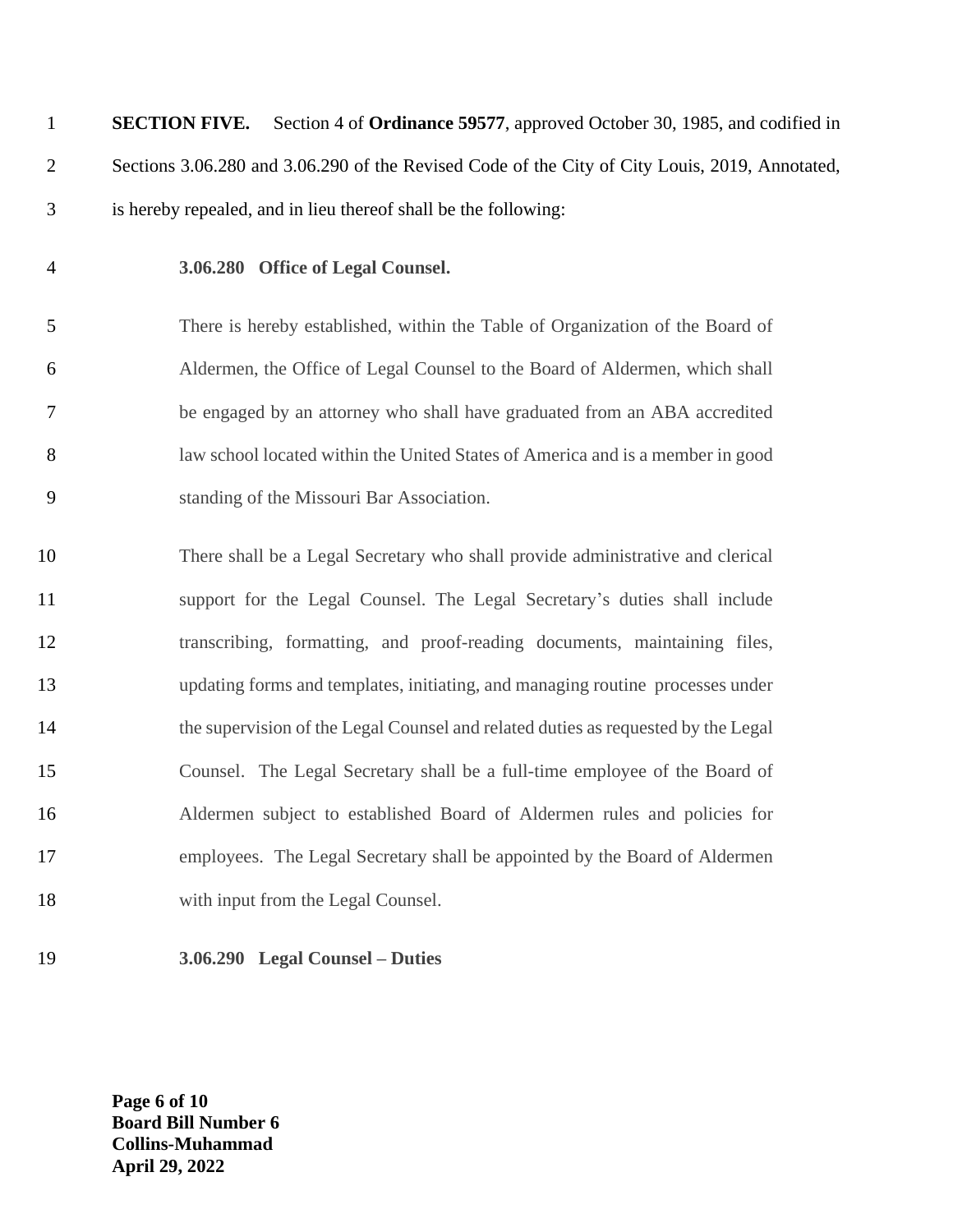**SECTION FIVE.** Section 4 of **Ordinance 59577**, approved October 30, 1985, and codified in Sections 3.06.280 and 3.06.290 of the Revised Code of the City of City Louis, 2019, Annotated, is hereby repealed, and in lieu thereof shall be the following:

**3.06.280 Office of Legal Counsel.**

There is hereby established, within the Table of Organization of the Board of Aldermen, the Office of Legal Counsel to the Board of Aldermen, which shall be engaged by an attorney who shall have graduated from an ABA accredited law school located within the United States of America and is a member in good standing of the Missouri Bar Association.

There shall be a Legal Secretary who shall provide administrative and clerical support for the Legal Counsel. The Legal Secretary's duties shall include transcribing, formatting, and proof-reading documents, maintaining files, updating forms and templates, initiating, and managing routine processes under the supervision of the Legal Counsel and related duties as requested by the Legal Counsel. The Legal Secretary shall be a full-time employee of the Board of Aldermen subject to established Board of Aldermen rules and policies for employees. The Legal Secretary shall be appointed by the Board of Aldermen with input from the Legal Counsel.

**3.06.290 Legal Counsel – Duties**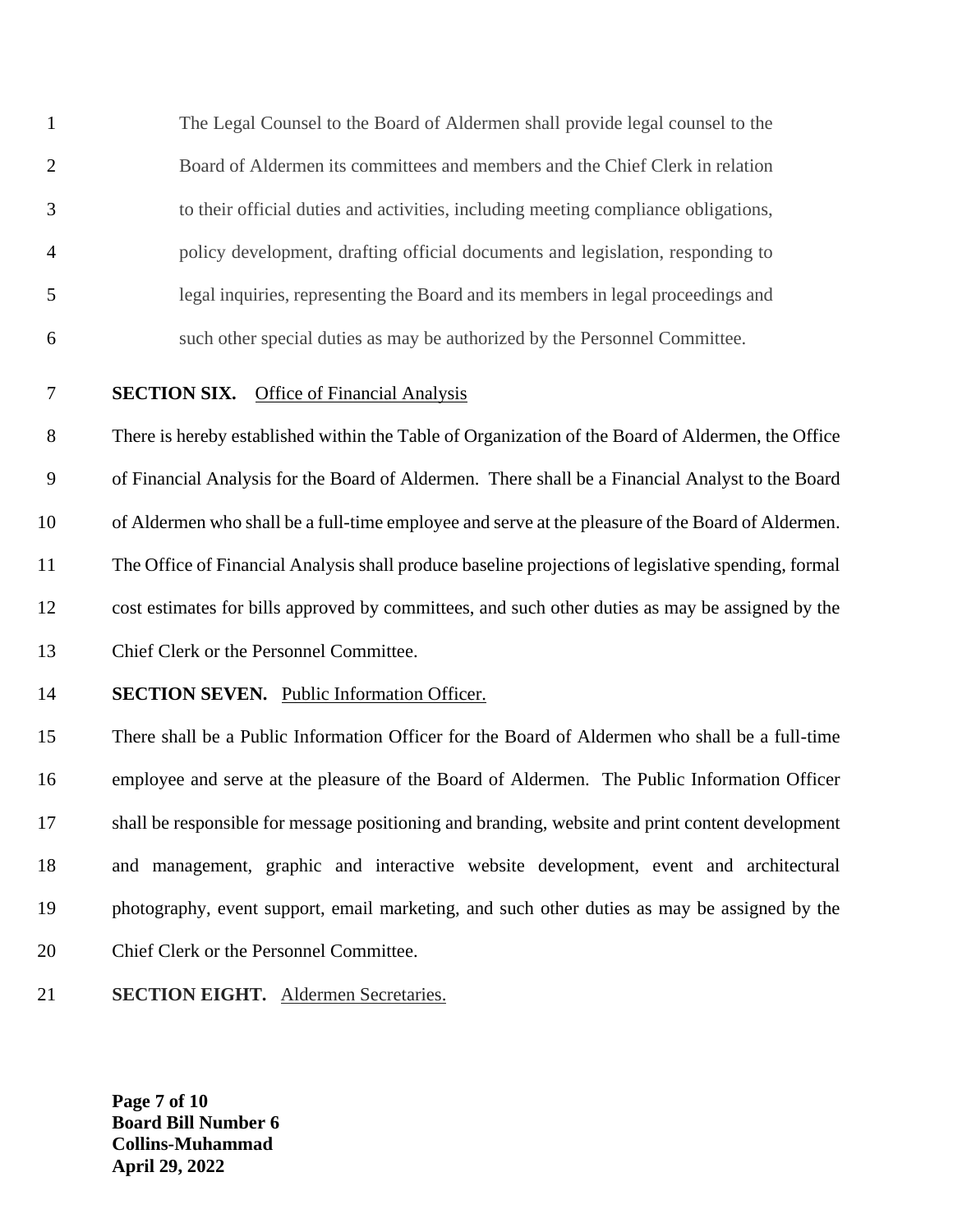The Legal Counsel to the Board of Aldermen shall provide legal counsel to the Board of Aldermen its committees and members and the Chief Clerk in relation to their official duties and activities, including meeting compliance obligations, policy development, drafting official documents and legislation, responding to legal inquiries, representing the Board and its members in legal proceedings and such other special duties as may be authorized by the Personnel Committee.

**SECTION SIX.** Office of Financial Analysis

There is hereby established within the Table of Organization of the Board of Aldermen, the Office of Financial Analysis for the Board of Aldermen. There shall be a Financial Analyst to the Board of Aldermen who shall be a full-time employee and serve at the pleasure of the Board of Aldermen. The Office of Financial Analysis shall produce baseline projections of legislative spending, formal cost estimates for bills approved by committees, and such other duties as may be assigned by the Chief Clerk or the Personnel Committee.

**SECTION SEVEN.** Public Information Officer.

There shall be a Public Information Officer for the Board of Aldermen who shall be a full-time employee and serve at the pleasure of the Board of Aldermen. The Public Information Officer shall be responsible for message positioning and branding, website and print content development and management, graphic and interactive website development, event and architectural photography, event support, email marketing, and such other duties as may be assigned by the Chief Clerk or the Personnel Committee.

**SECTION EIGHT.** Aldermen Secretaries.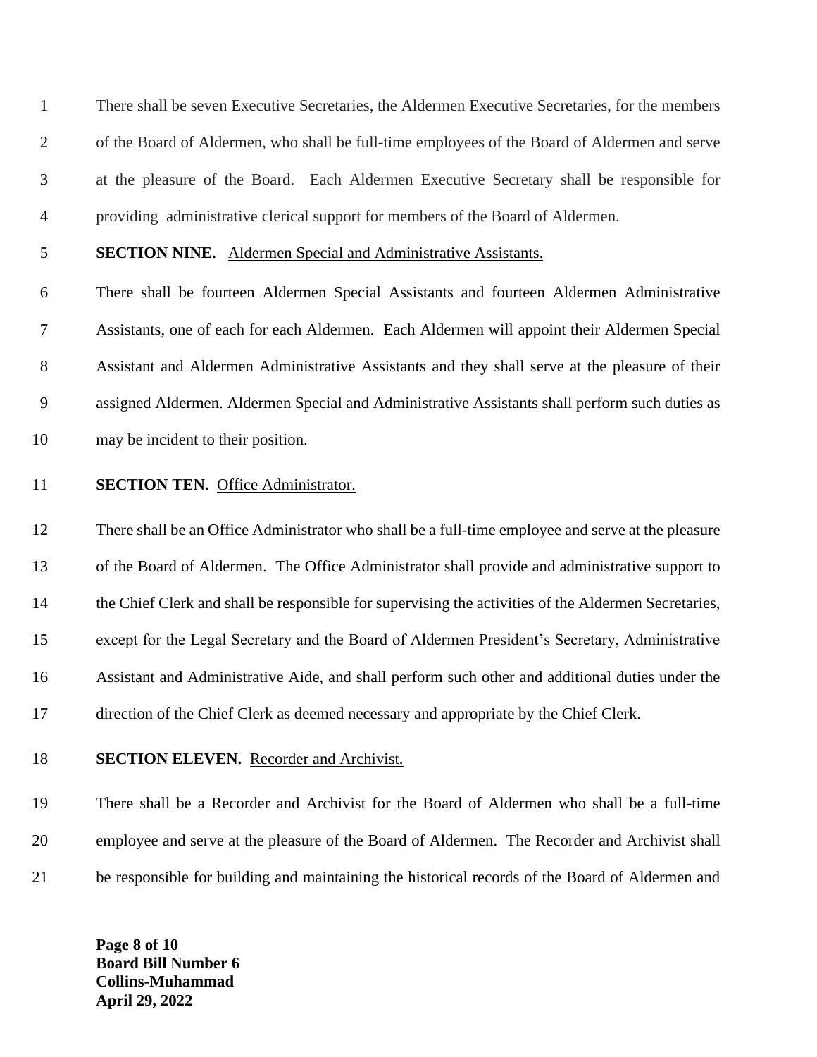There shall be seven Executive Secretaries, the Aldermen Executive Secretaries, for the members of the Board of Aldermen, who shall be full-time employees of the Board of Aldermen and serve at the pleasure of the Board. Each Aldermen Executive Secretary shall be responsible for providing administrative clerical support for members of the Board of Aldermen.

**SECTION NINE.** Aldermen Special and Administrative Assistants.

There shall be fourteen Aldermen Special Assistants and fourteen Aldermen Administrative Assistants, one of each for each Aldermen. Each Aldermen will appoint their Aldermen Special Assistant and Aldermen Administrative Assistants and they shall serve at the pleasure of their assigned Aldermen. Aldermen Special and Administrative Assistants shall perform such duties as may be incident to their position.

**SECTION TEN.** Office Administrator.

There shall be an Office Administrator who shall be a full-time employee and serve at the pleasure of the Board of Aldermen. The Office Administrator shall provide and administrative support to the Chief Clerk and shall be responsible for supervising the activities of the Aldermen Secretaries, except for the Legal Secretary and the Board of Aldermen President's Secretary, Administrative Assistant and Administrative Aide, and shall perform such other and additional duties under the direction of the Chief Clerk as deemed necessary and appropriate by the Chief Clerk.

**SECTION ELEVEN.** Recorder and Archivist.

There shall be a Recorder and Archivist for the Board of Aldermen who shall be a full-time employee and serve at the pleasure of the Board of Aldermen. The Recorder and Archivist shall be responsible for building and maintaining the historical records of the Board of Aldermen and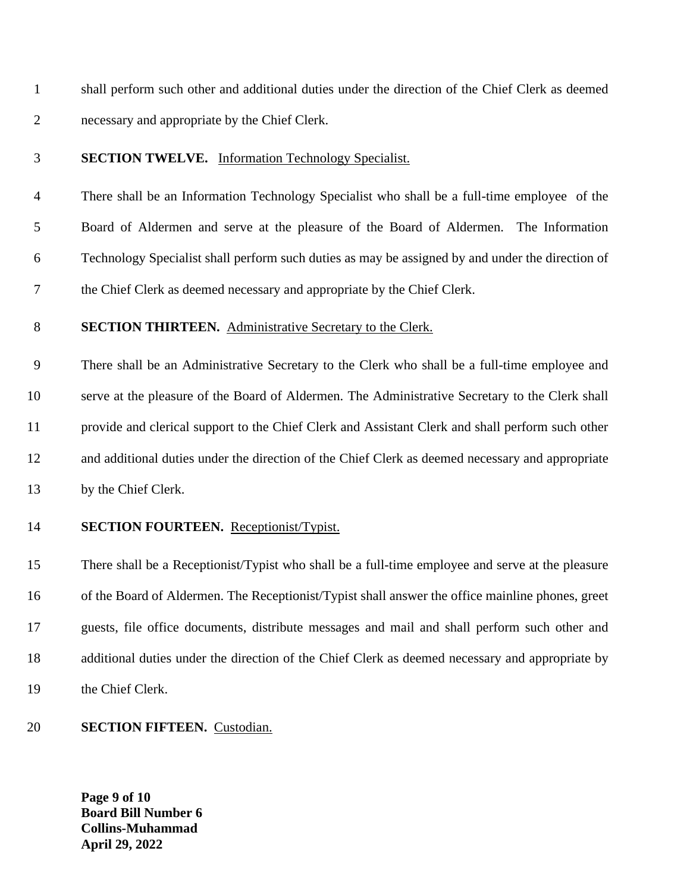shall perform such other and additional duties under the direction of the Chief Clerk as deemed necessary and appropriate by the Chief Clerk.

**SECTION TWELVE.** Information Technology Specialist.

There shall be an Information Technology Specialist who shall be a full-time employee of the Board of Aldermen and serve at the pleasure of the Board of Aldermen. The Information Technology Specialist shall perform such duties as may be assigned by and under the direction of the Chief Clerk as deemed necessary and appropriate by the Chief Clerk.

**SECTION THIRTEEN.** Administrative Secretary to the Clerk.

There shall be an Administrative Secretary to the Clerk who shall be a full-time employee and serve at the pleasure of the Board of Aldermen. The Administrative Secretary to the Clerk shall provide and clerical support to the Chief Clerk and Assistant Clerk and shall perform such other and additional duties under the direction of the Chief Clerk as deemed necessary and appropriate by the Chief Clerk.

**SECTION FOURTEEN.** Receptionist/Typist.

There shall be a Receptionist/Typist who shall be a full-time employee and serve at the pleasure of the Board of Aldermen. The Receptionist/Typist shall answer the office mainline phones, greet guests, file office documents, distribute messages and mail and shall perform such other and additional duties under the direction of the Chief Clerk as deemed necessary and appropriate by the Chief Clerk.

**SECTION FIFTEEN.** Custodian.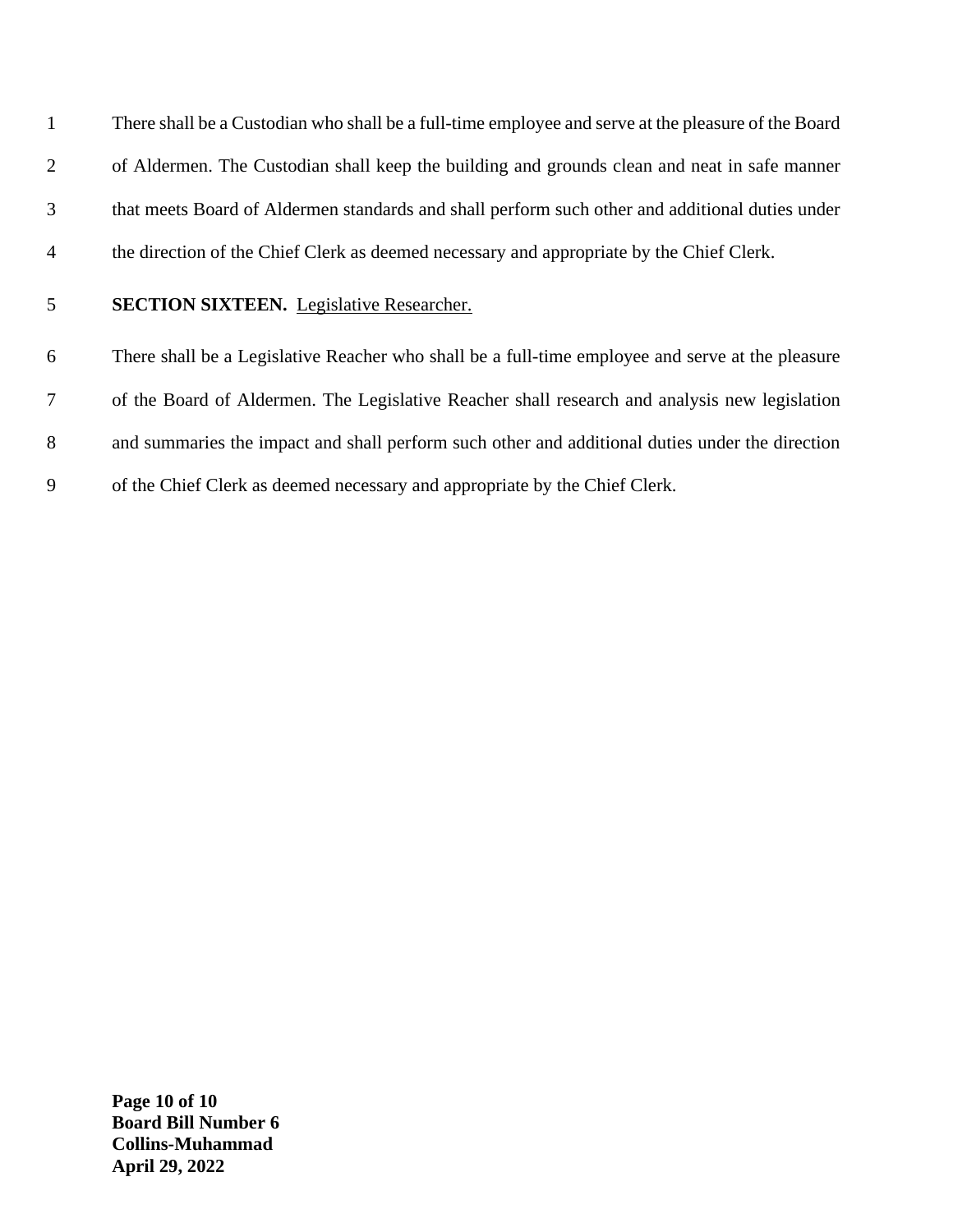There shall be a Custodian who shall be a full-time employee and serve at the pleasure of the Board of Aldermen. The Custodian shall keep the building and grounds clean and neat in safe manner that meets Board of Aldermen standards and shall perform such other and additional duties under the direction of the Chief Clerk as deemed necessary and appropriate by the Chief Clerk.

**SECTION SIXTEEN.** <u>Legislative Researcher.</u>

There shall be a Legislative Reacher who shall be a full-time employee and serve at the pleasure of the Board of Aldermen. The Legislative Reacher shall research and analysis new legislation and summaries the impact and shall perform such other and additional duties under the direction of the Chief Clerk as deemed necessary and appropriate by the Chief Clerk.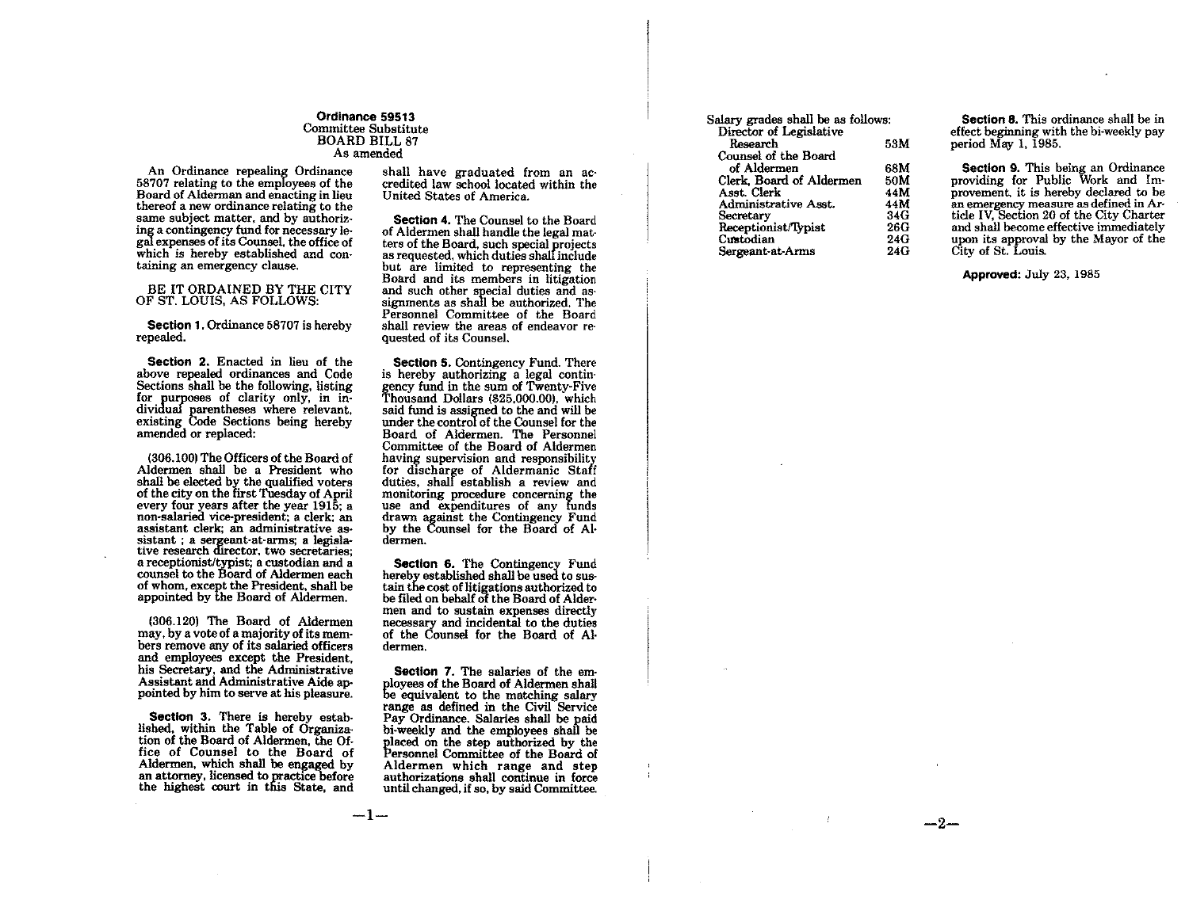**Ordinance 59513**
Committee Substitute
BOARD BILL 87
As amended

An Ordinance repealing Ordinance 58707 relating to the employees of the Board of Alderman and enacting in lieu thereof a new ordinance relating to the same subject matter, and by authorizing a contingency fund for necessary legal expenses of its Counsel, the office of which is hereby established and containing an emergency clause.

BE IT ORDAINED BY THE CITY OF ST. LOUIS, AS FOLLOWS:

**Section 1.** Ordinance 58707 is hereby repealed.

**Section 2.** Enacted in lieu of the above repealed ordinances and Code Sections shall be the following, listing for purposes of clarity only, in individual parentheses where relevant, existing Code Sections being hereby amended or replaced:

(306.100) The Officers of the Board of Aldermen shall be a President who shall be elected by the qualified voters of the city on the first Tuesday of April every four years after the year 1915; a non-salaried vice-president; a clerk; an assistant clerk; an administrative assistant ; a sergeant-at-arms; a legislative research director, two secretaries; a receptionist/typist; a custodian and a counsel to the Board of Aldermen each of whom, except the President, shall be appointed by the Board of Aldermen.

(306.120) The Board of Aldermen may, by a vote of a majority of its members remove any of its salaried officers and employees except the President, his Secretary, and the Administrative Assistant and Administrative Aide appointed by him to serve at his pleasure.

**Section 3.** There is hereby established, within the Table of Organization of the Board of Aldermen, the Office of Counsel to the Board of Aldermen, which shall be engaged by an attorney, licensed to practice before the highest court in this State, and shall have graduated from an accredited law school located within the United States of America.

**Section 4.** The Counsel to the Board of Aldermen shall handle the legal matters of the Board, such special projects as requested, which duties shall include but are limited to representing the Board and its members in litigation and such other special duties and assignments as shall be authorized. The Personnel Committee of the Board shall review the areas of endeavor requested of its Counsel.

**Section 5.** Contingency Fund. There is hereby authorizing a legal contingency fund in the sum of Twenty-Five Thousand Dollars ($25,000.00), which said fund is assigned to the and will be under the control of the Counsel for the Board of Aldermen. The Personnel Committee of the Board of Aldermen having supervision and responsibility for discharge of Aldermanic Staff duties, shall establish a review and monitoring procedure concerning the use and expenditures of any funds drawn against the Contingency Fund by the Counsel for the Board of Aldermen.

**Section 6.** The Contingency Fund hereby established shall be used to sustain the cost of litigations authorized to be filed on behalf of the Board of Aldermen and to sustain expenses directly necessary and incidental to the duties of the Counsel for the Board of Aldermen.

**Section 7.** The salaries of the employees of the Board of Aldermen shall be equivalent to the matching salary range as defined in the Civil Service Pay Ordinance. Salaries shall be paid bi-weekly and the employees shall be placed on the step authorized by the Personnel Committee of the Board of Aldermen which range and step authorizations shall continue in force until changed, if so, by said Committee.

Salary grades shall be as follows:

| Position | Grade |
|---|---|
| Director of Legislative Research | 53M |
| Counsel of the Board of Aldermen | 68M |
| Clerk, Board of Aldermen | 50M |
| Asst. Clerk | 44M |
| Administrative Asst. | 44M |
| Secretary | 34G |
| Receptionist/Typist | 26G |
| Custodian | 24G |
| Sergeant-at-Arms | 24G |

**Section 8.** This ordinance shall be in effect beginning with the bi-weekly pay period May 1, 1985.

**Section 9.** This being an Ordinance providing for Public Work and Improvement, it is hereby declared to be an emergency measure as defined in Article IV, Section 20 of the City Charter and shall become effective immediately upon its approval by the Mayor of the City of St. Louis.

**Approved:** July 23, 1985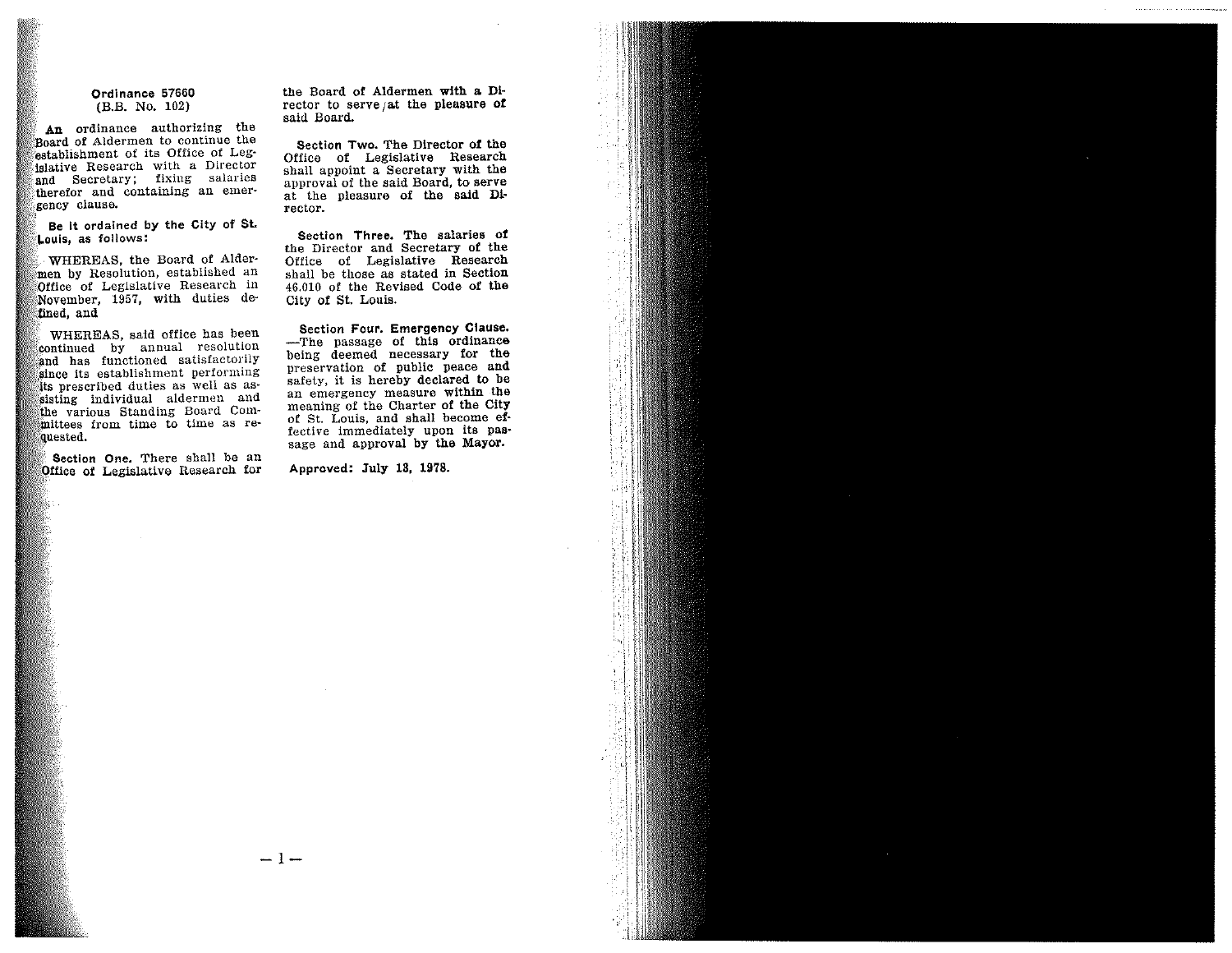**Ordinance 57660**
**(B.B. No. 102)**

**An** ordinance authorizing the Board of Aldermen to continue the establishment of its Office of Legislative Research with a Director and Secretary; fixing salaries therefor and containing an emergency clause.

**Be it ordained by the City of St. Louis, as follows:**

WHEREAS, the Board of Aldermen by Resolution, established an Office of Legislative Research in November, 1957, with duties defined, and

WHEREAS, said office has been continued by annual resolution and has functioned satisfactorily since its establishment performing its prescribed duties as well as assisting individual aldermen and the various Standing Board Committees from time to time as requested.

**Section One.** There shall be an Office of Legislative Research for the Board of Aldermen with a Director to serve at the pleasure of said Board.

**Section Two.** The Director of the Office of Legislative Research shall appoint a Secretary with the approval of the said Board, to serve at the pleasure of the said Director.

**Section Three.** The salaries of the Director and Secretary of the Office of Legislative Research shall be those as stated in Section 46.010 of the Revised Code of the City of St. Louis.

**Section Four. Emergency Clause.** —The passage of this ordinance being deemed necessary for the preservation of public peace and safety, it is hereby declared to be an emergency measure within the meaning of the Charter of the City of St. Louis, and shall become effective immediately upon its passage and approval by the Mayor.

**Approved: July 13, 1978.**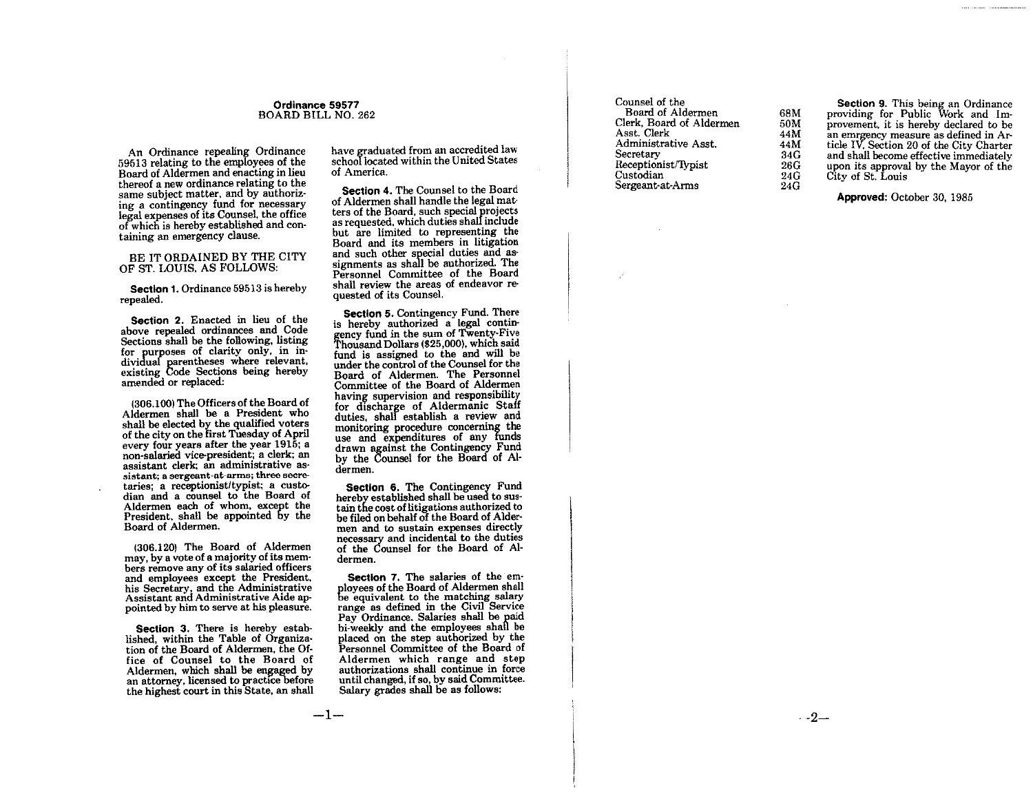## Ordinance 59577
BOARD BILL NO. 262

An Ordinance repealing Ordinance 59513 relating to the employees of the Board of Aldermen and enacting in lieu thereof a new ordinance relating to the same subject matter, and by authorizing a contingency fund for necessary legal expenses of its Counsel, the office of which is hereby established and containing an emergency clause.

BE IT ORDAINED BY THE CITY OF ST. LOUIS, AS FOLLOWS:

**Section 1.** Ordinance 59513 is hereby repealed.

**Section 2.** Enacted in lieu of the above repealed ordinances and Code Sections shall be the following, listing for purposes of clarity only, in individual parentheses where relevant, existing Code Sections being hereby amended or replaced:

(306.100) The Officers of the Board of Aldermen shall be a President who shall be elected by the qualified voters of the city on the first Tuesday of April every four years after the year 1915; a non-salaried vice-president; a clerk; an assistant clerk; an administrative assistant; a sergeant-at-arms; three secretaries; a receptionist/typist; a custodian and a counsel to the Board of Aldermen each of whom, except the President, shall be appointed by the Board of Aldermen.

(306.120) The Board of Aldermen may, by a vote of a majority of its members remove any of its salaried officers and employees except the President, his Secretary, and the Administrative Assistant and Administrative Aide appointed by him to serve at his pleasure.

**Section 3.** There is hereby established, within the Table of Organization of the Board of Aldermen, the Office of Counsel to the Board of Aldermen, which shall be engaged by an attorney, licensed to practice before the highest court in this State, an shall have graduated from an accredited law school located within the United States of America.

**Section 4.** The Counsel to the Board of Aldermen shall handle the legal matters of the Board, such special projects as requested, which duties shall include but are limited to representing the Board and its members in litigation and such other special duties and assignments as shall be authorized. The Personnel Committee of the Board shall review the areas of endeavor requested of its Counsel.

**Section 5.** Contingency Fund. There is hereby authorized a legal contingency fund in the sum of Twenty-Five Thousand Dollars ($25,000), which said fund is assigned to the and will be under the control of the Counsel for the Board of Aldermen. The Personnel Committee of the Board of Aldermen having supervision and responsibility for discharge of Aldermanic Staff duties, shall establish a review and monitoring procedure concerning the use and expenditures of any funds drawn against the Contingency Fund by the Counsel for the Board of Aldermen.

**Section 6.** The Contingency Fund hereby established shall be used to sustain the cost of litigations authorized to be filed on behalf of the Board of Aldermen and to sustain expenses directly necessary and incidental to the duties of the Counsel for the Board of Aldermen.

**Section 7.** The salaries of the employees of the Board of Aldermen shall be equivalent to the matching salary range as defined in the Civil Service Pay Ordinance. Salaries shall be paid bi-weekly and the employees shall be placed on the step authorized by the Personnel Committee of the Board of Aldermen which range and step authorizations shall continue in force until changed, if so, by said Committee. Salary grades shall be as follows:

| | |
|---|---|
| Counsel of the Board of Aldermen | 68M |
| Clerk, Board of Aldermen | 50M |
| Asst. Clerk | 44M |
| Administrative Asst. | 44M |
| Secretary | 34G |
| Receptionist/Typist | 26G |
| Custodian | 24G |
| Sergeant-at-Arms | 24G |

**Section 9.** This being an Ordinance providing for Public Work and Improvement, it is hereby declared to be an emrgency measure as defined in Article IV, Section 20 of the City Charter and shall become effective immediately upon its approval by the Mayor of the City of St. Louis

**Approved:** October 30, 1985